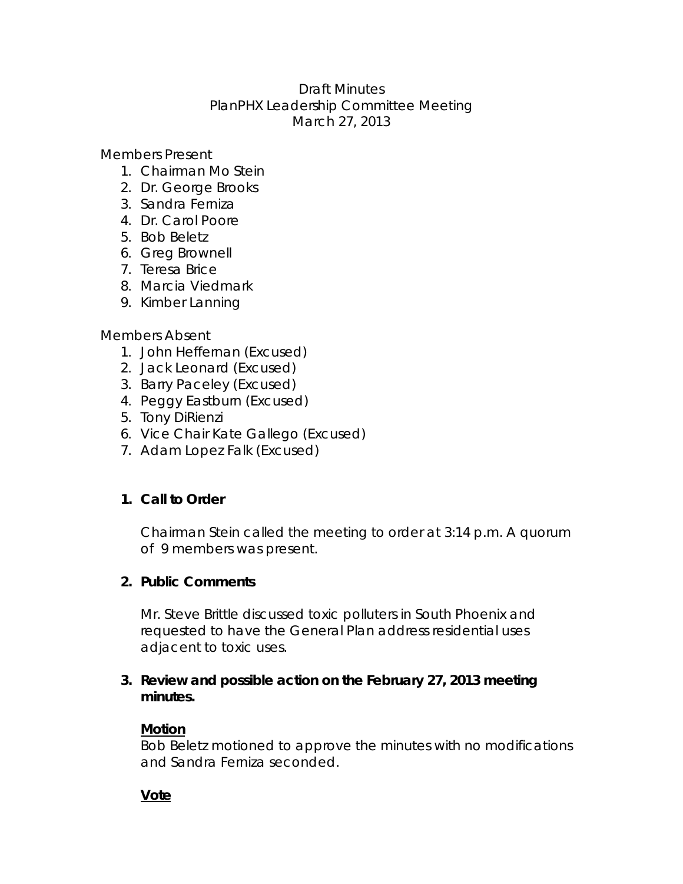Draft Minutes
PlanPHX Leadership Committee Meeting
March 27, 2013

Members Present
1. Chairman Mo Stein
2. Dr. George Brooks
3. Sandra Ferniza
4. Dr. Carol Poore
5. Bob Beletz
6. Greg Brownell
7. Teresa Brice
8. Marcia Viedmark
9. Kimber Lanning

Members Absent
1. John Heffernan (Excused)
2. Jack Leonard (Excused)
3. Barry Paceley (Excused)
4. Peggy Eastburn (Excused)
5. Tony DiRienzi
6. Vice Chair Kate Gallego (Excused)
7. Adam Lopez Falk (Excused)

1. **Call to Order**

   Chairman Stein called the meeting to order at 3:14 p.m. A quorum of 9 members was present.

2. **Public Comments**

   Mr. Steve Brittle discussed toxic polluters in South Phoenix and requested to have the General Plan address residential uses adjacent to toxic uses.

3. **Review and possible action on the February 27, 2013 meeting minutes.**

   **Motion**
   Bob Beletz motioned to approve the minutes with no modifications and Sandra Ferniza seconded.

   **Vote**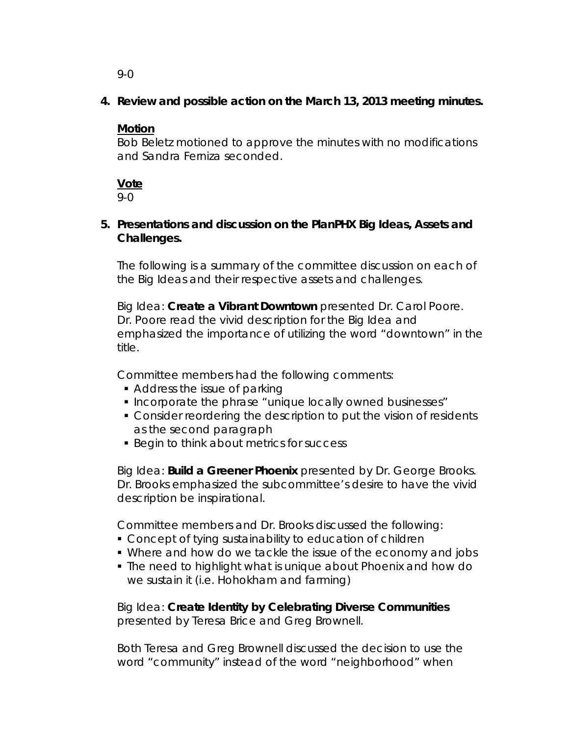9-0

4. **Review and possible action on the March 13, 2013 meeting minutes.**

   **Motion**
   Bob Beletz motioned to approve the minutes with no modifications and Sandra Ferniza seconded.

   **Vote**
   9-0

5. **Presentations and discussion on the PlanPHX Big Ideas, Assets and Challenges.**

   The following is a summary of the committee discussion on each of the Big Ideas and their respective assets and challenges.

   Big Idea: **Create a Vibrant Downtown** presented Dr. Carol Poore. Dr. Poore read the vivid description for the Big Idea and emphasized the importance of utilizing the word "downtown" in the title.

   Committee members had the following comments:
   - Address the issue of parking
   - Incorporate the phrase "unique locally owned businesses"
   - Consider reordering the description to put the vision of residents as the second paragraph
   - Begin to think about metrics for success

   Big Idea: **Build a Greener Phoenix** presented by Dr. George Brooks. Dr. Brooks emphasized the subcommittee's desire to have the vivid description be inspirational.

   Committee members and Dr. Brooks discussed the following:
   - Concept of tying sustainability to education of children
   - Where and how do we tackle the issue of the economy and jobs
   - The need to highlight what is unique about Phoenix and how do we sustain it (i.e. Hohokham and farming)

   Big Idea: **Create Identity by Celebrating Diverse Communities** presented by Teresa Brice and Greg Brownell.

   Both Teresa and Greg Brownell discussed the decision to use the word "community" instead of the word "neighborhood" when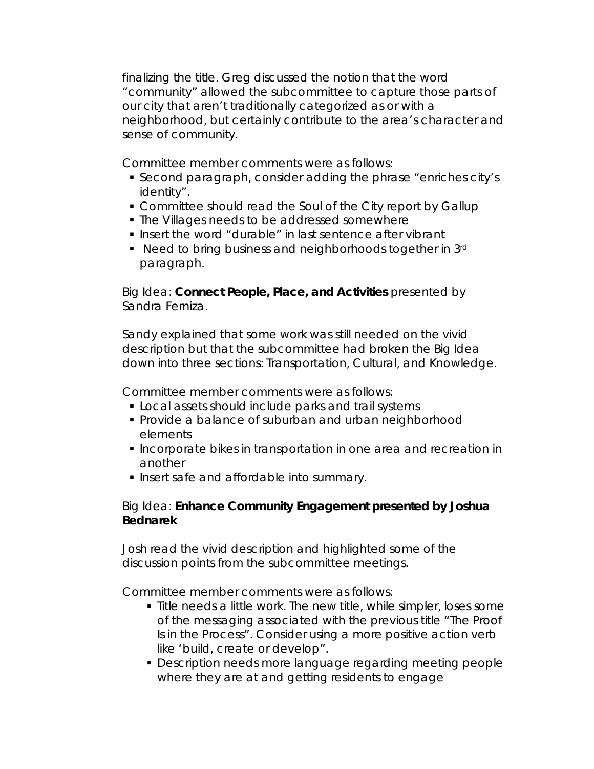finalizing the title. Greg discussed the notion that the word "community" allowed the subcommittee to capture those parts of our city that aren't traditionally categorized as or with a neighborhood, but certainly contribute to the area's character and sense of community.

Committee member comments were as follows:

- Second paragraph, consider adding the phrase "enriches city's identity".
- Committee should read the Soul of the City report by Gallup
- The Villages needs to be addressed somewhere
- Insert the word "durable" in last sentence after vibrant
- Need to bring business and neighborhoods together in 3rd paragraph.

Big Idea: **Connect People, Place, and Activities** presented by Sandra Ferniza.

Sandy explained that some work was still needed on the vivid description but that the subcommittee had broken the Big Idea down into three sections: Transportation, Cultural, and Knowledge.

Committee member comments were as follows:

- Local assets should include parks and trail systems
- Provide a balance of suburban and urban neighborhood elements
- Incorporate bikes in transportation in one area and recreation in another
- Insert safe and affordable into summary.

Big Idea: **Enhance Community Engagement presented by Joshua Bednarek**

Josh read the vivid description and highlighted some of the discussion points from the subcommittee meetings.

Committee member comments were as follows:

- Title needs a little work. The new title, while simpler, loses some of the messaging associated with the previous title "The Proof Is in the Process". Consider using a more positive action verb like 'build, create or develop".
- Description needs more language regarding meeting people where they are at and getting residents to engage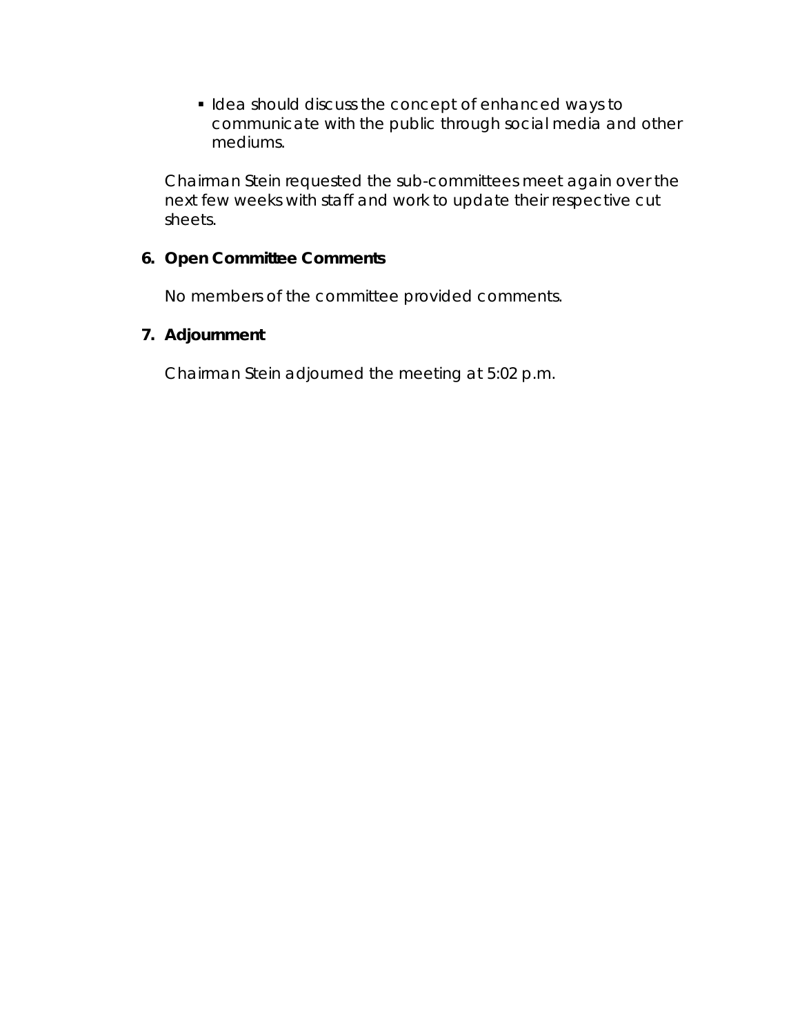- Idea should discuss the concept of enhanced ways to communicate with the public through social media and other mediums.

Chairman Stein requested the sub-committees meet again over the next few weeks with staff and work to update their respective cut sheets.

**6. Open Committee Comments**

No members of the committee provided comments.

**7. Adjournment**

Chairman Stein adjourned the meeting at 5:02 p.m.